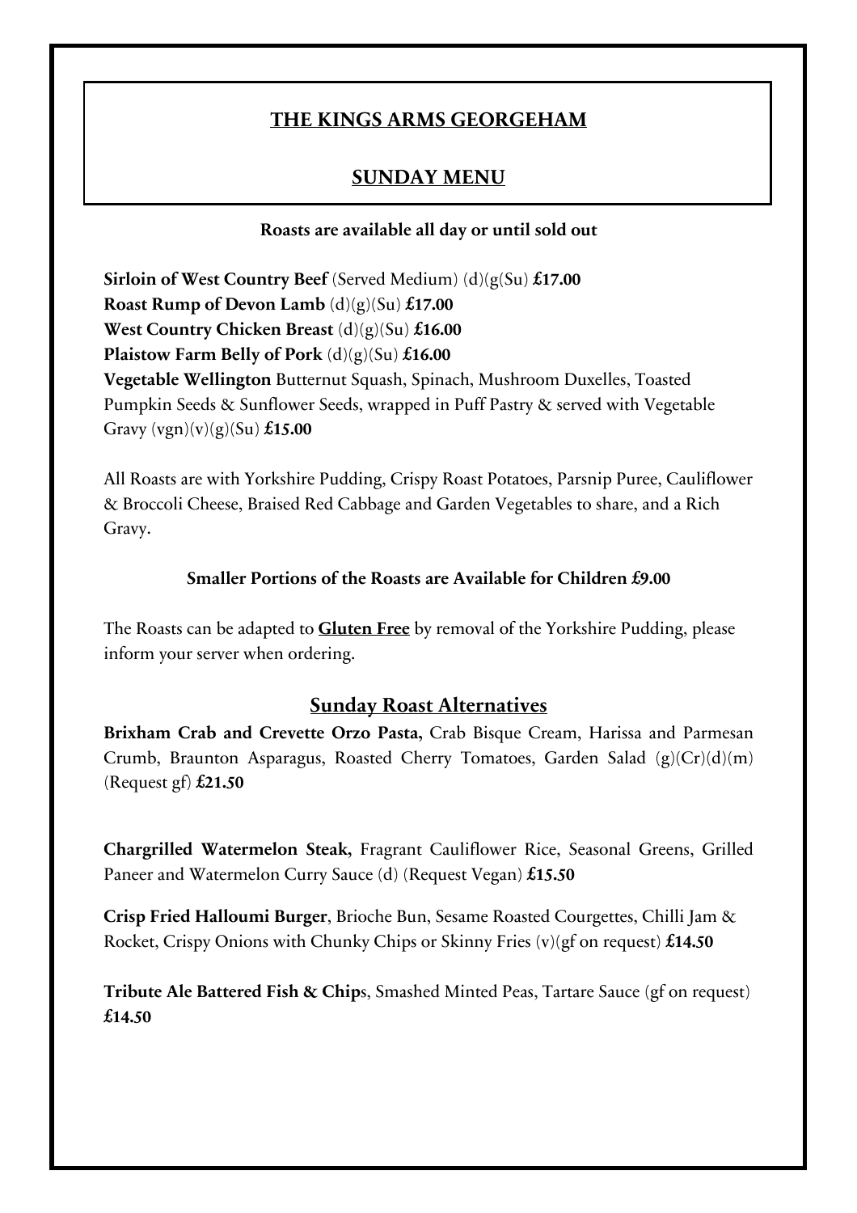# THE KINGS ARMS GEORGEHAM

## SUNDAY MENU

**Roasts are available all day or until sold out**

**Sirloin of West Country Beef** (Served Medium) (d)(g(Su) **£17.00**
**Roast Rump of Devon Lamb** (d)(g)(Su) **£17.00**
**West Country Chicken Breast** (d)(g)(Su) **£16.00**
**Plaistow Farm Belly of Pork** (d)(g)(Su) **£16.00**
**Vegetable Wellington** Butternut Squash, Spinach, Mushroom Duxelles, Toasted Pumpkin Seeds & Sunflower Seeds, wrapped in Puff Pastry & served with Vegetable Gravy (vgn)(v)(g)(Su) **£15.00**

All Roasts are with Yorkshire Pudding, Crispy Roast Potatoes, Parsnip Puree, Cauliflower & Broccoli Cheese, Braised Red Cabbage and Garden Vegetables to share, and a Rich Gravy.

**Smaller Portions of the Roasts are Available for Children £9.00**

The Roasts can be adapted to **Gluten Free** by removal of the Yorkshire Pudding, please inform your server when ordering.

## Sunday Roast Alternatives

**Brixham Crab and Crevette Orzo Pasta,** Crab Bisque Cream, Harissa and Parmesan Crumb, Braunton Asparagus, Roasted Cherry Tomatoes, Garden Salad (g)(Cr)(d)(m) (Request gf) **£21.50**

**Chargrilled Watermelon Steak,** Fragrant Cauliflower Rice, Seasonal Greens, Grilled Paneer and Watermelon Curry Sauce (d) (Request Vegan) **£15.50**

**Crisp Fried Halloumi Burger**, Brioche Bun, Sesame Roasted Courgettes, Chilli Jam & Rocket, Crispy Onions with Chunky Chips or Skinny Fries (v)(gf on request) **£14.50**

**Tribute Ale Battered Fish & Chip**s, Smashed Minted Peas, Tartare Sauce (gf on request) **£14.50**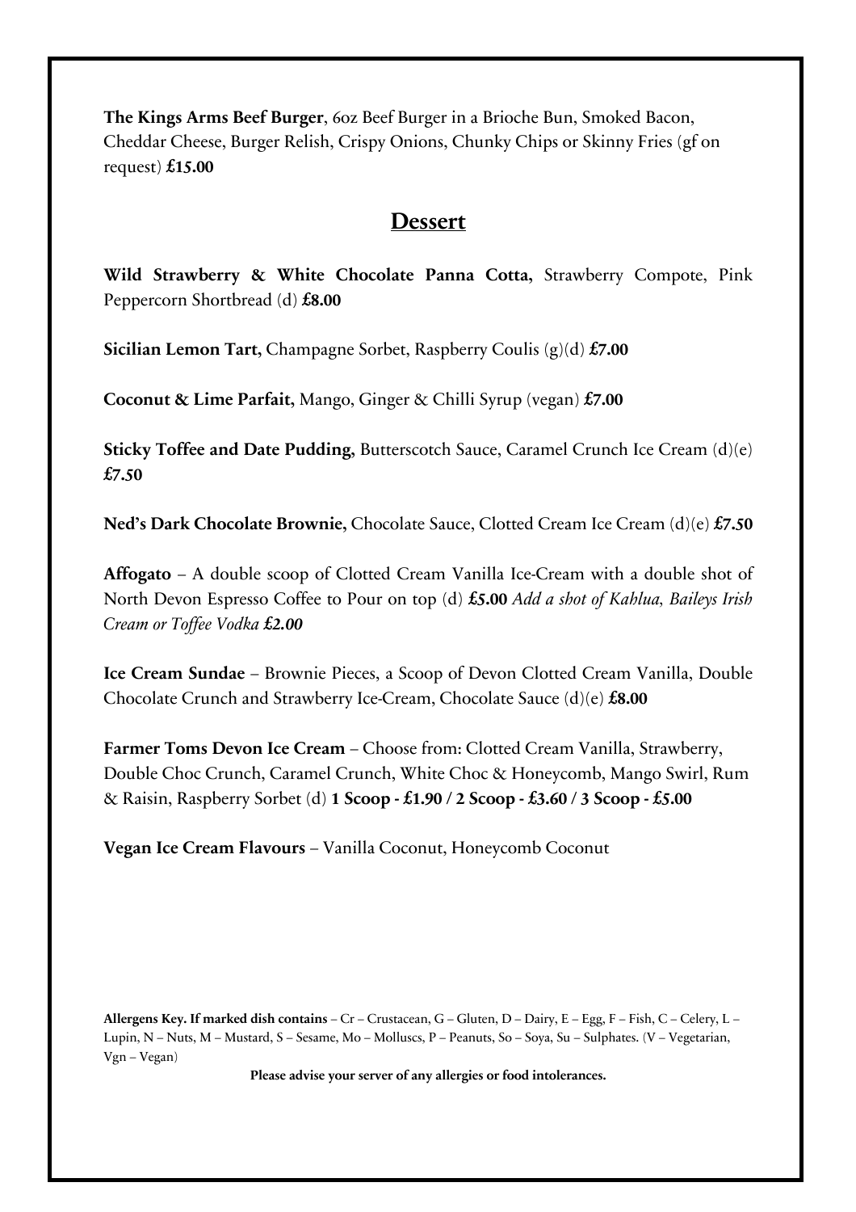**The Kings Arms Beef Burger**, 6oz Beef Burger in a Brioche Bun, Smoked Bacon, Cheddar Cheese, Burger Relish, Crispy Onions, Chunky Chips or Skinny Fries (gf on request) **£15.00**

## Dessert

**Wild Strawberry & White Chocolate Panna Cotta,** Strawberry Compote, Pink Peppercorn Shortbread (d) **£8.00**

**Sicilian Lemon Tart,** Champagne Sorbet, Raspberry Coulis (g)(d) **£7.00**

**Coconut & Lime Parfait,** Mango, Ginger & Chilli Syrup (vegan) **£7.00**

**Sticky Toffee and Date Pudding,** Butterscotch Sauce, Caramel Crunch Ice Cream (d)(e) **£7.50**

**Ned's Dark Chocolate Brownie,** Chocolate Sauce, Clotted Cream Ice Cream (d)(e) **£7.50**

**Affogato** – A double scoop of Clotted Cream Vanilla Ice-Cream with a double shot of North Devon Espresso Coffee to Pour on top (d) **£5.00** *Add a shot of Kahlua, Baileys Irish Cream or Toffee Vodka* ***£2.00***

**Ice Cream Sundae** – Brownie Pieces, a Scoop of Devon Clotted Cream Vanilla, Double Chocolate Crunch and Strawberry Ice-Cream, Chocolate Sauce (d)(e) **£8.00**

**Farmer Toms Devon Ice Cream** – Choose from: Clotted Cream Vanilla, Strawberry, Double Choc Crunch, Caramel Crunch, White Choc & Honeycomb, Mango Swirl, Rum & Raisin, Raspberry Sorbet (d) **1 Scoop - £1.90 / 2 Scoop - £3.60 / 3 Scoop - £5.00**

**Vegan Ice Cream Flavours** – Vanilla Coconut, Honeycomb Coconut

**Allergens Key. If marked dish contains** – Cr – Crustacean, G – Gluten, D – Dairy, E – Egg, F – Fish, C – Celery, L – Lupin, N – Nuts, M – Mustard, S – Sesame, Mo – Molluscs, P – Peanuts, So – Soya, Su – Sulphates. (V – Vegetarian, Vgn – Vegan)

**Please advise your server of any allergies or food intolerances.**